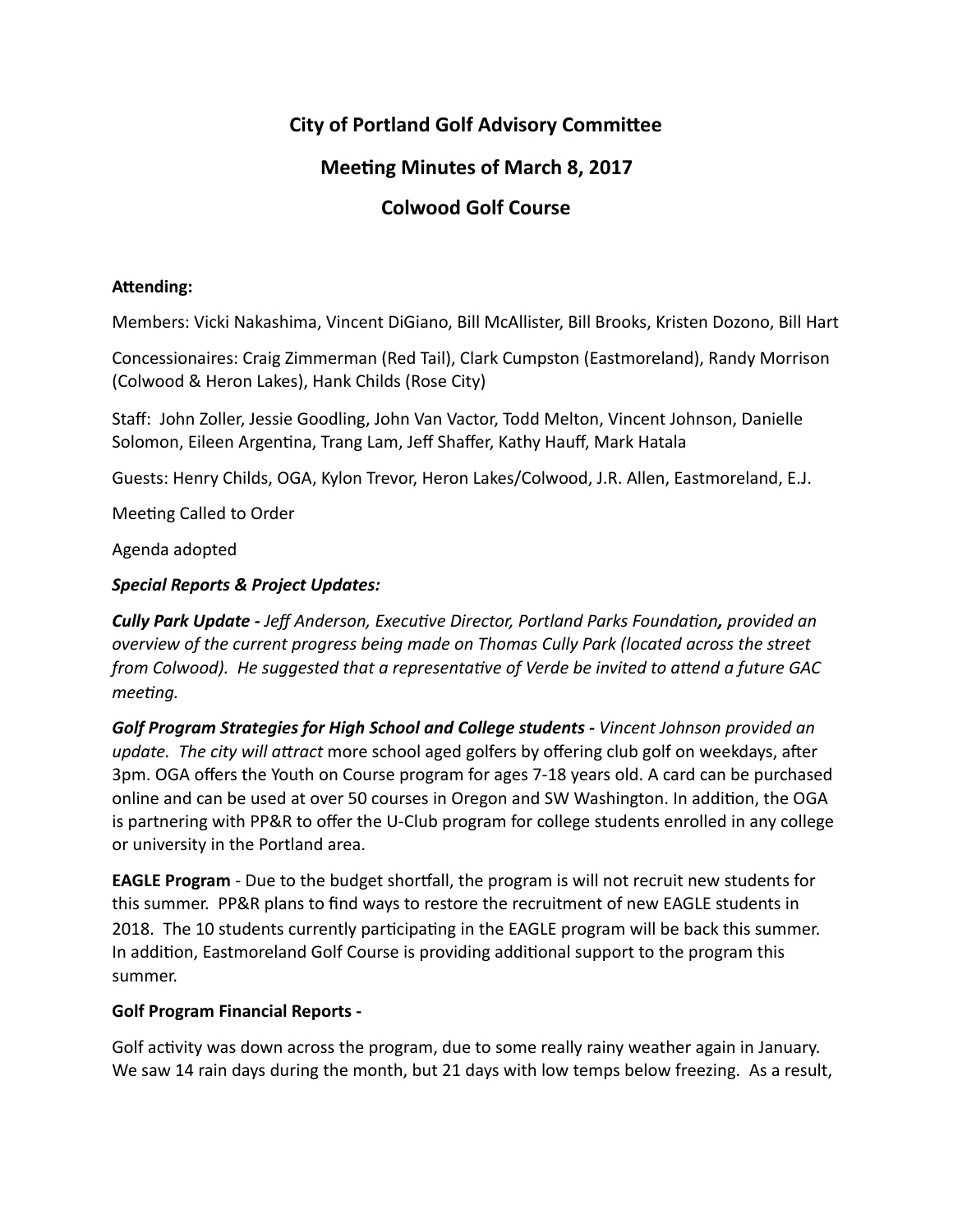# City of Portland Golf Advisory Committee

## Meeting Minutes of March 8, 2017

## Colwood Golf Course

**Attending:**

Members: Vicki Nakashima, Vincent DiGiano, Bill McAllister, Bill Brooks, Kristen Dozono, Bill Hart

Concessionaires: Craig Zimmerman (Red Tail), Clark Cumpston (Eastmoreland), Randy Morrison (Colwood & Heron Lakes), Hank Childs (Rose City)

Staff: John Zoller, Jessie Goodling, John Van Vactor, Todd Melton, Vincent Johnson, Danielle Solomon, Eileen Argentina, Trang Lam, Jeff Shaffer, Kathy Hauff, Mark Hatala

Guests: Henry Childs, OGA, Kylon Trevor, Heron Lakes/Colwood, J.R. Allen, Eastmoreland, E.J.

Meeting Called to Order

Agenda adopted

***Special Reports & Project Updates:***

***Cully Park Update -*** *Jeff Anderson, Executive Director, Portland Parks Foundation****,*** *provided an overview of the current progress being made on Thomas Cully Park (located across the street from Colwood). He suggested that a representative of Verde be invited to attend a future GAC meeting.*

***Golf Program Strategies for High School and College students -*** *Vincent Johnson provided an update. The city will attract* more school aged golfers by offering club golf on weekdays, after 3pm. OGA offers the Youth on Course program for ages 7-18 years old. A card can be purchased online and can be used at over 50 courses in Oregon and SW Washington. In addition, the OGA is partnering with PP&R to offer the U-Club program for college students enrolled in any college or university in the Portland area.

**EAGLE Program** - Due to the budget shortfall, the program is will not recruit new students for this summer. PP&R plans to find ways to restore the recruitment of new EAGLE students in 2018. The 10 students currently participating in the EAGLE program will be back this summer. In addition, Eastmoreland Golf Course is providing additional support to the program this summer.

**Golf Program Financial Reports -**

Golf activity was down across the program, due to some really rainy weather again in January. We saw 14 rain days during the month, but 21 days with low temps below freezing. As a result,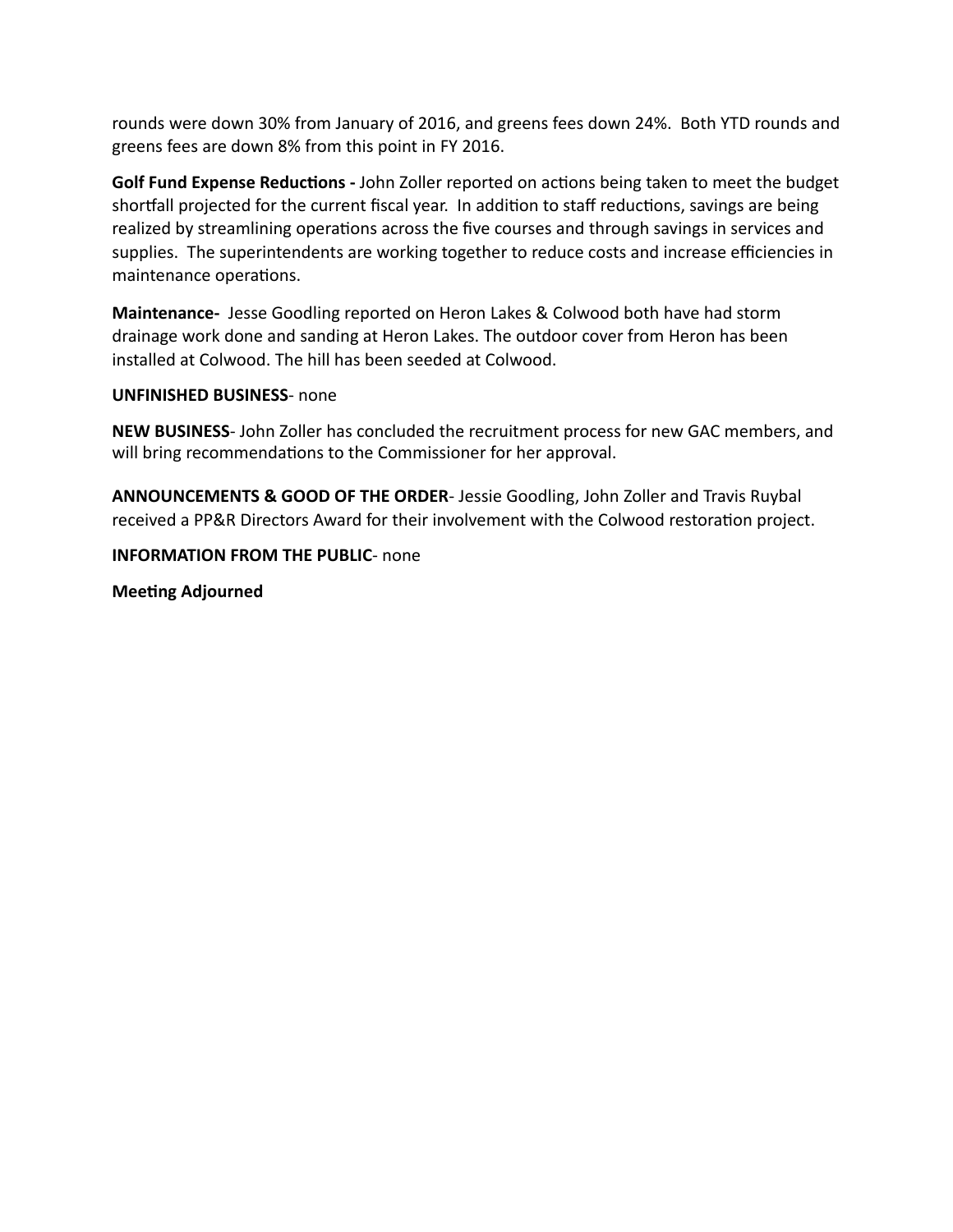rounds were down 30% from January of 2016, and greens fees down 24%. Both YTD rounds and greens fees are down 8% from this point in FY 2016.

**Golf Fund Expense Reductions -** John Zoller reported on actions being taken to meet the budget shortfall projected for the current fiscal year. In addition to staff reductions, savings are being realized by streamlining operations across the five courses and through savings in services and supplies. The superintendents are working together to reduce costs and increase efficiencies in maintenance operations.

**Maintenance-** Jesse Goodling reported on Heron Lakes & Colwood both have had storm drainage work done and sanding at Heron Lakes. The outdoor cover from Heron has been installed at Colwood. The hill has been seeded at Colwood.

**UNFINISHED BUSINESS**- none

**NEW BUSINESS**- John Zoller has concluded the recruitment process for new GAC members, and will bring recommendations to the Commissioner for her approval.

**ANNOUNCEMENTS & GOOD OF THE ORDER**- Jessie Goodling, John Zoller and Travis Ruybal received a PP&R Directors Award for their involvement with the Colwood restoration project.

**INFORMATION FROM THE PUBLIC**- none

**Meeting Adjourned**